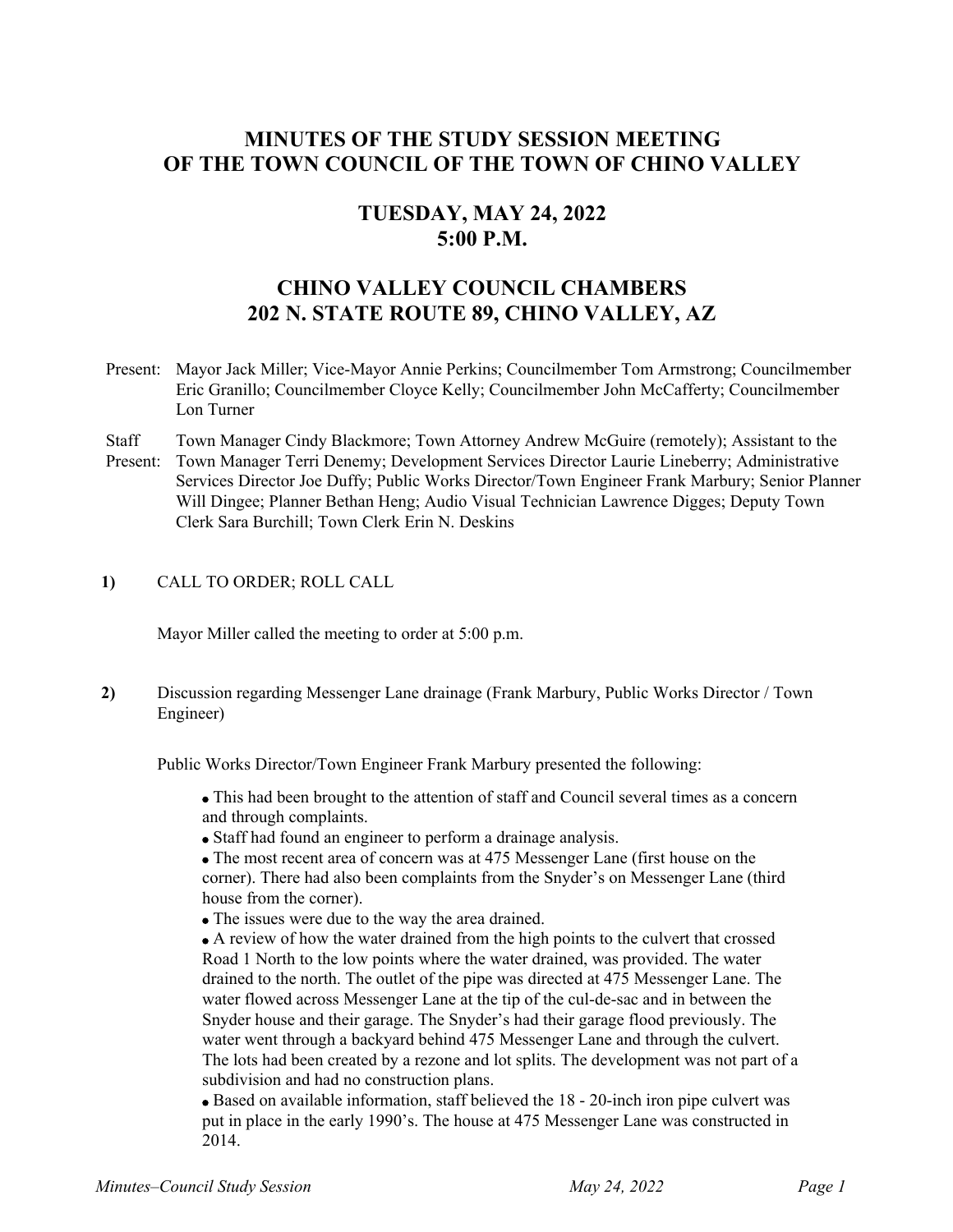# MINUTES OF THE STUDY SESSION MEETING OF THE TOWN COUNCIL OF THE TOWN OF CHINO VALLEY

## TUESDAY, MAY 24, 2022
## 5:00 P.M.

## CHINO VALLEY COUNCIL CHAMBERS
## 202 N. STATE ROUTE 89, CHINO VALLEY, AZ

Present: Mayor Jack Miller; Vice-Mayor Annie Perkins; Councilmember Tom Armstrong; Councilmember Eric Granillo; Councilmember Cloyce Kelly; Councilmember John McCafferty; Councilmember Lon Turner

Staff Present: Town Manager Cindy Blackmore; Town Attorney Andrew McGuire (remotely); Assistant to the Town Manager Terri Denemy; Development Services Director Laurie Lineberry; Administrative Services Director Joe Duffy; Public Works Director/Town Engineer Frank Marbury; Senior Planner Will Dingee; Planner Bethan Heng; Audio Visual Technician Lawrence Digges; Deputy Town Clerk Sara Burchill; Town Clerk Erin N. Deskins

**1)** CALL TO ORDER; ROLL CALL

Mayor Miller called the meeting to order at 5:00 p.m.

**2)** Discussion regarding Messenger Lane drainage (Frank Marbury, Public Works Director / Town Engineer)

Public Works Director/Town Engineer Frank Marbury presented the following:

- This had been brought to the attention of staff and Council several times as a concern and through complaints.
- Staff had found an engineer to perform a drainage analysis.
- The most recent area of concern was at 475 Messenger Lane (first house on the corner). There had also been complaints from the Snyder's on Messenger Lane (third house from the corner).
- The issues were due to the way the area drained.
- A review of how the water drained from the high points to the culvert that crossed Road 1 North to the low points where the water drained, was provided. The water drained to the north. The outlet of the pipe was directed at 475 Messenger Lane. The water flowed across Messenger Lane at the tip of the cul-de-sac and in between the Snyder house and their garage. The Snyder's had their garage flood previously. The water went through a backyard behind 475 Messenger Lane and through the culvert. The lots had been created by a rezone and lot splits. The development was not part of a subdivision and had no construction plans.
- Based on available information, staff believed the 18 - 20-inch iron pipe culvert was put in place in the early 1990's. The house at 475 Messenger Lane was constructed in 2014.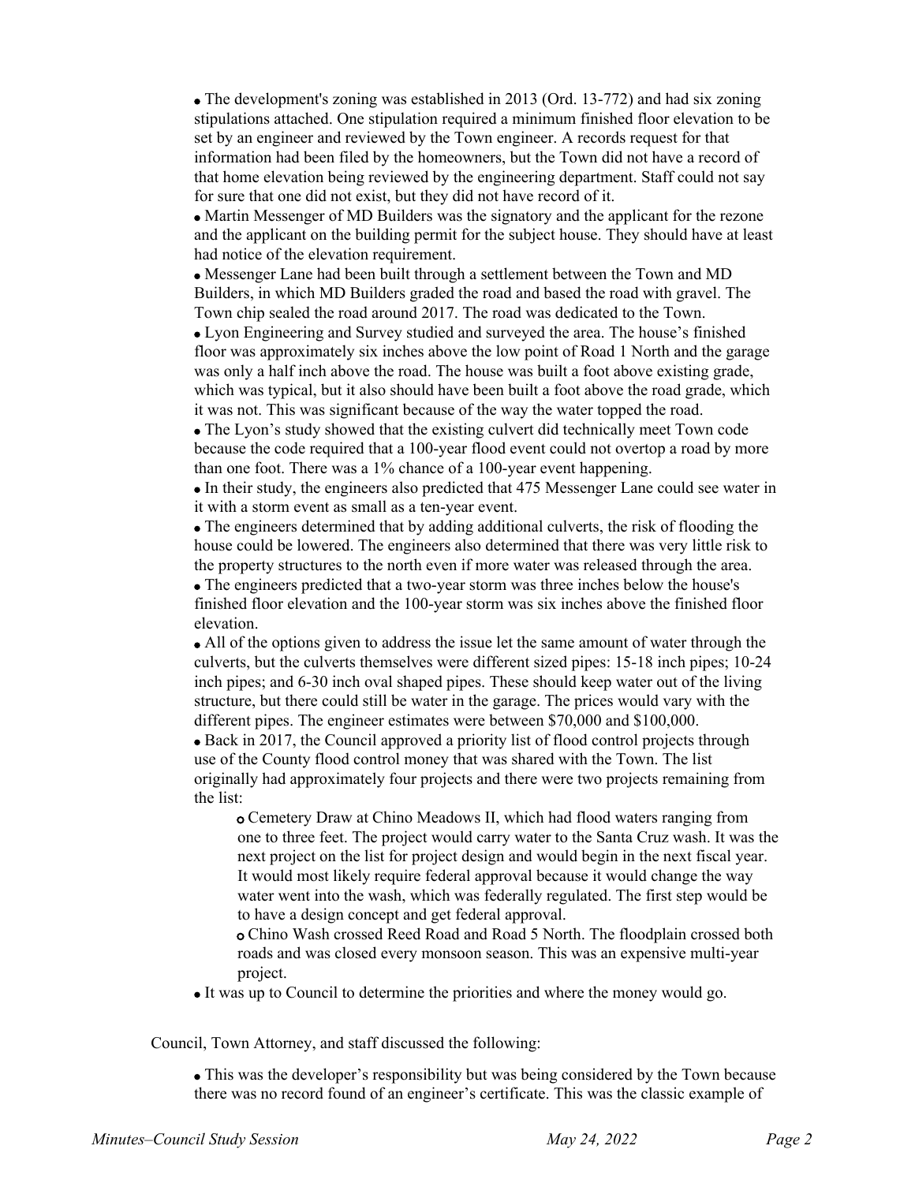- The development's zoning was established in 2013 (Ord. 13-772) and had six zoning stipulations attached. One stipulation required a minimum finished floor elevation to be set by an engineer and reviewed by the Town engineer. A records request for that information had been filed by the homeowners, but the Town did not have a record of that home elevation being reviewed by the engineering department. Staff could not say for sure that one did not exist, but they did not have record of it.
- Martin Messenger of MD Builders was the signatory and the applicant for the rezone and the applicant on the building permit for the subject house. They should have at least had notice of the elevation requirement.
- Messenger Lane had been built through a settlement between the Town and MD Builders, in which MD Builders graded the road and based the road with gravel. The Town chip sealed the road around 2017. The road was dedicated to the Town.
- Lyon Engineering and Survey studied and surveyed the area. The house's finished floor was approximately six inches above the low point of Road 1 North and the garage was only a half inch above the road. The house was built a foot above existing grade, which was typical, but it also should have been built a foot above the road grade, which it was not. This was significant because of the way the water topped the road.
- The Lyon's study showed that the existing culvert did technically meet Town code because the code required that a 100-year flood event could not overtop a road by more than one foot. There was a 1% chance of a 100-year event happening.
- In their study, the engineers also predicted that 475 Messenger Lane could see water in it with a storm event as small as a ten-year event.
- The engineers determined that by adding additional culverts, the risk of flooding the house could be lowered. The engineers also determined that there was very little risk to the property structures to the north even if more water was released through the area.
- The engineers predicted that a two-year storm was three inches below the house's finished floor elevation and the 100-year storm was six inches above the finished floor elevation.
- All of the options given to address the issue let the same amount of water through the culverts, but the culverts themselves were different sized pipes: 15-18 inch pipes; 10-24 inch pipes; and 6-30 inch oval shaped pipes. These should keep water out of the living structure, but there could still be water in the garage. The prices would vary with the different pipes. The engineer estimates were between $70,000 and $100,000.
- Back in 2017, the Council approved a priority list of flood control projects through use of the County flood control money that was shared with the Town. The list originally had approximately four projects and there were two projects remaining from the list:
  - Cemetery Draw at Chino Meadows II, which had flood waters ranging from one to three feet. The project would carry water to the Santa Cruz wash. It was the next project on the list for project design and would begin in the next fiscal year. It would most likely require federal approval because it would change the way water went into the wash, which was federally regulated. The first step would be to have a design concept and get federal approval.
  - Chino Wash crossed Reed Road and Road 5 North. The floodplain crossed both roads and was closed every monsoon season. This was an expensive multi-year project.
- It was up to Council to determine the priorities and where the money would go.

Council, Town Attorney, and staff discussed the following:

- This was the developer's responsibility but was being considered by the Town because there was no record found of an engineer's certificate. This was the classic example of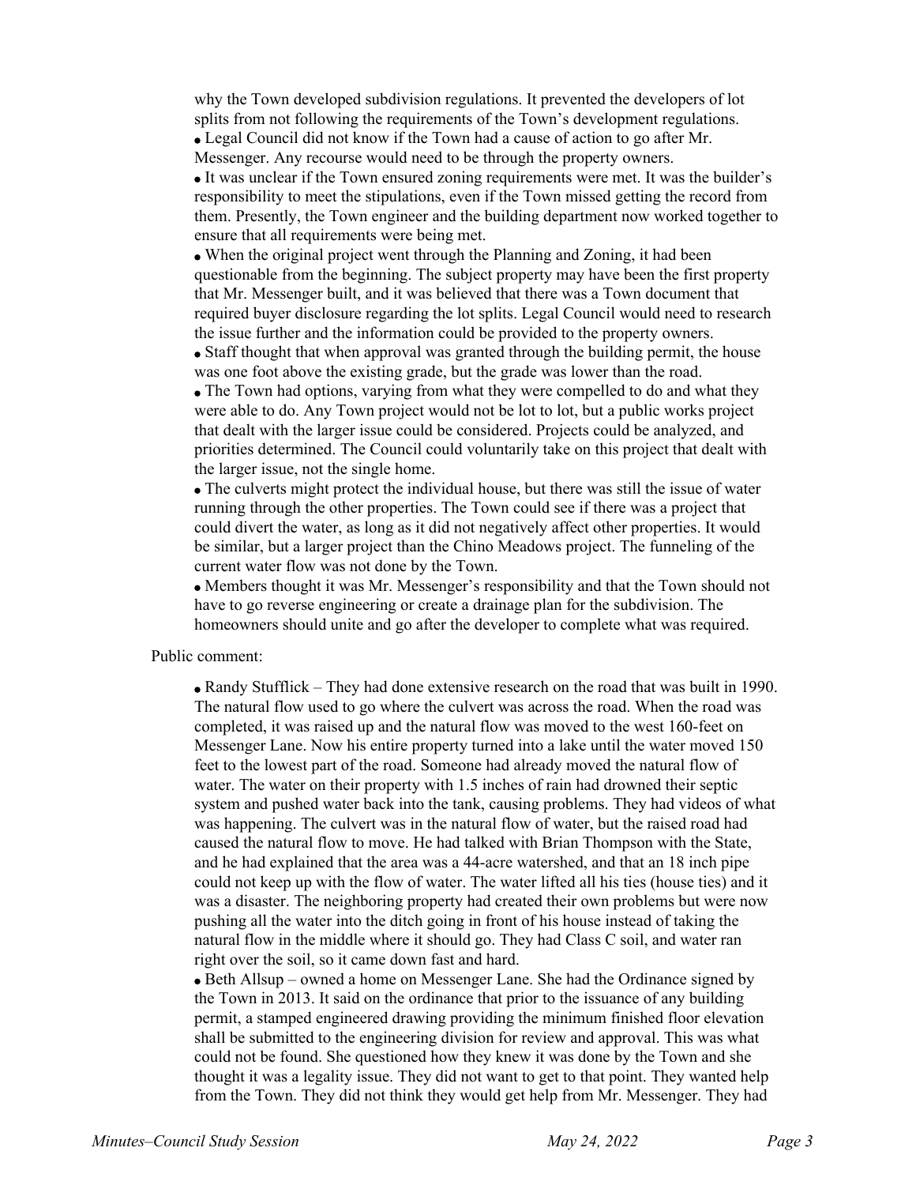why the Town developed subdivision regulations. It prevented the developers of lot splits from not following the requirements of the Town's development regulations.

- Legal Council did not know if the Town had a cause of action to go after Mr. Messenger. Any recourse would need to be through the property owners.
- It was unclear if the Town ensured zoning requirements were met. It was the builder's responsibility to meet the stipulations, even if the Town missed getting the record from them. Presently, the Town engineer and the building department now worked together to ensure that all requirements were being met.
- When the original project went through the Planning and Zoning, it had been questionable from the beginning. The subject property may have been the first property that Mr. Messenger built, and it was believed that there was a Town document that required buyer disclosure regarding the lot splits. Legal Council would need to research the issue further and the information could be provided to the property owners.
- Staff thought that when approval was granted through the building permit, the house was one foot above the existing grade, but the grade was lower than the road.
- The Town had options, varying from what they were compelled to do and what they were able to do. Any Town project would not be lot to lot, but a public works project that dealt with the larger issue could be considered. Projects could be analyzed, and priorities determined. The Council could voluntarily take on this project that dealt with the larger issue, not the single home.
- The culverts might protect the individual house, but there was still the issue of water running through the other properties. The Town could see if there was a project that could divert the water, as long as it did not negatively affect other properties. It would be similar, but a larger project than the Chino Meadows project. The funneling of the current water flow was not done by the Town.
- Members thought it was Mr. Messenger's responsibility and that the Town should not have to go reverse engineering or create a drainage plan for the subdivision. The homeowners should unite and go after the developer to complete what was required.

Public comment:

- Randy Stufflick – They had done extensive research on the road that was built in 1990. The natural flow used to go where the culvert was across the road. When the road was completed, it was raised up and the natural flow was moved to the west 160-feet on Messenger Lane. Now his entire property turned into a lake until the water moved 150 feet to the lowest part of the road. Someone had already moved the natural flow of water. The water on their property with 1.5 inches of rain had drowned their septic system and pushed water back into the tank, causing problems. They had videos of what was happening. The culvert was in the natural flow of water, but the raised road had caused the natural flow to move. He had talked with Brian Thompson with the State, and he had explained that the area was a 44-acre watershed, and that an 18 inch pipe could not keep up with the flow of water. The water lifted all his ties (house ties) and it was a disaster. The neighboring property had created their own problems but were now pushing all the water into the ditch going in front of his house instead of taking the natural flow in the middle where it should go. They had Class C soil, and water ran right over the soil, so it came down fast and hard.
- Beth Allsup – owned a home on Messenger Lane. She had the Ordinance signed by the Town in 2013. It said on the ordinance that prior to the issuance of any building permit, a stamped engineered drawing providing the minimum finished floor elevation shall be submitted to the engineering division for review and approval. This was what could not be found. She questioned how they knew it was done by the Town and she thought it was a legality issue. They did not want to get to that point. They wanted help from the Town. They did not think they would get help from Mr. Messenger. They had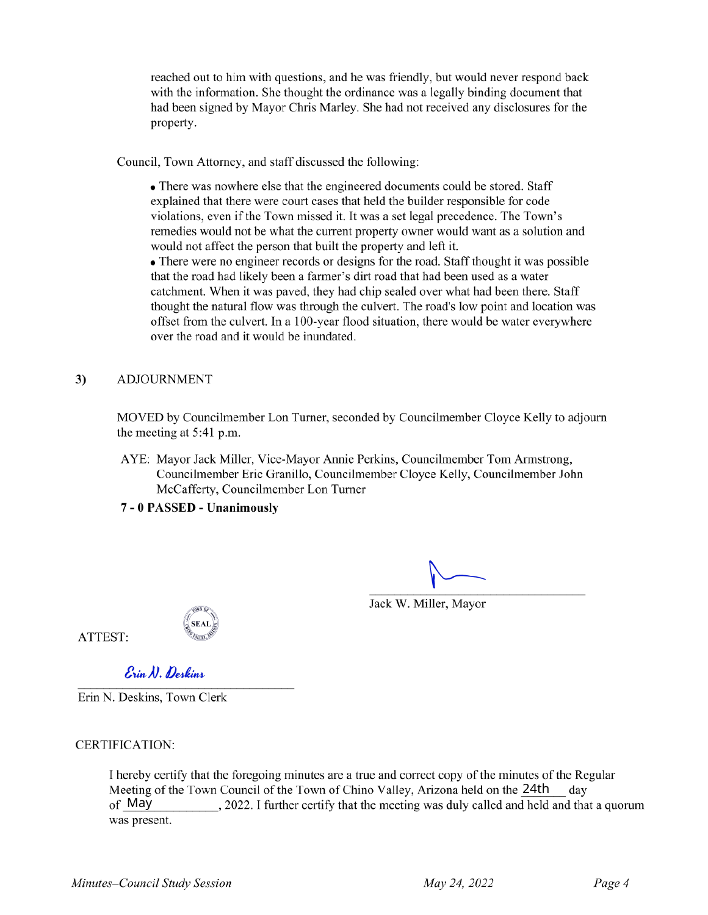reached out to him with questions, and he was friendly, but would never respond back with the information. She thought the ordinance was a legally binding document that had been signed by Mayor Chris Marley. She had not received any disclosures for the property.

Council, Town Attorney, and staff discussed the following:

- There was nowhere else that the engineered documents could be stored. Staff explained that there were court cases that held the builder responsible for code violations, even if the Town missed it. It was a set legal precedence. The Town's remedies would not be what the current property owner would want as a solution and would not affect the person that built the property and left it.
- There were no engineer records or designs for the road. Staff thought it was possible that the road had likely been a farmer's dirt road that had been used as a water catchment. When it was paved, they had chip sealed over what had been there. Staff thought the natural flow was through the culvert. The road's low point and location was offset from the culvert. In a 100-year flood situation, there would be water everywhere over the road and it would be inundated.

## 3) ADJOURNMENT

MOVED by Councilmember Lon Turner, seconded by Councilmember Cloyce Kelly to adjourn the meeting at 5:41 p.m.

AYE: Mayor Jack Miller, Vice-Mayor Annie Perkins, Councilmember Tom Armstrong, Councilmember Eric Granillo, Councilmember Cloyce Kelly, Councilmember John McCafferty, Councilmember Lon Turner

**7 - 0 PASSED - Unanimously**

_______________________________
Jack W. Miller, Mayor

ATTEST:

SEAL

*Erin N. Deskins*
_______________________________
Erin N. Deskins, Town Clerk

CERTIFICATION:

I hereby certify that the foregoing minutes are a true and correct copy of the minutes of the Regular Meeting of the Town Council of the Town of Chino Valley, Arizona held on the 24th day of May, 2022. I further certify that the meeting was duly called and held and that a quorum was present.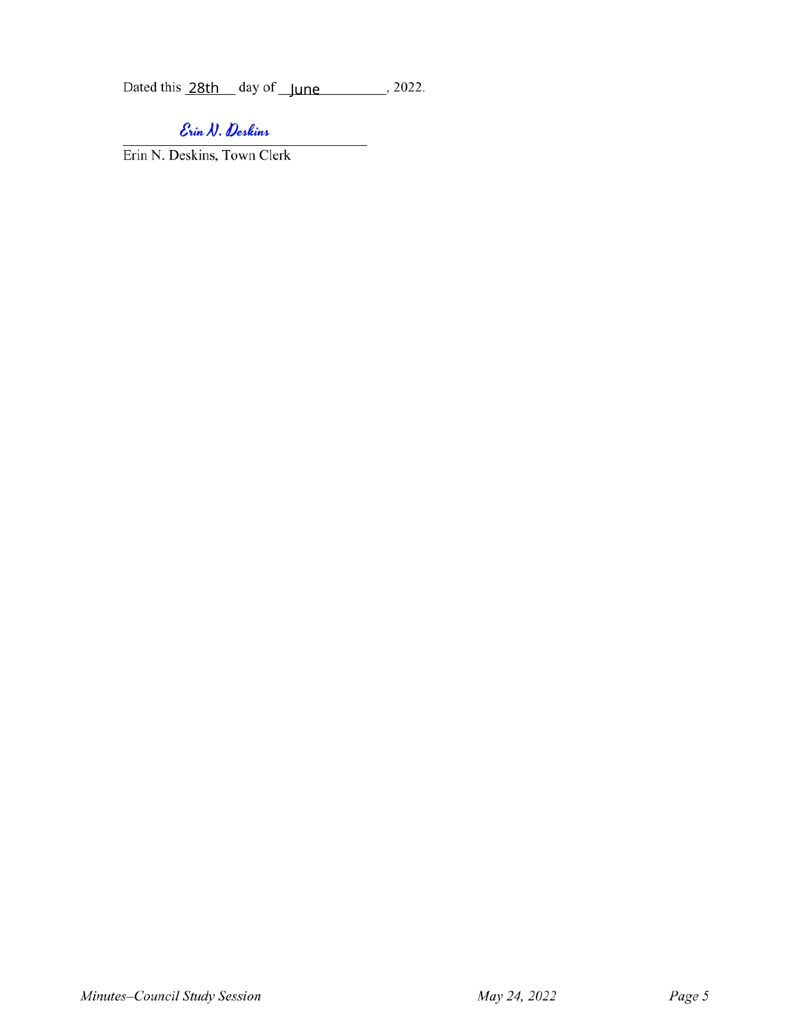Dated this 28th day of June, 2022.

*Erin N. Deskins*

Erin N. Deskins, Town Clerk